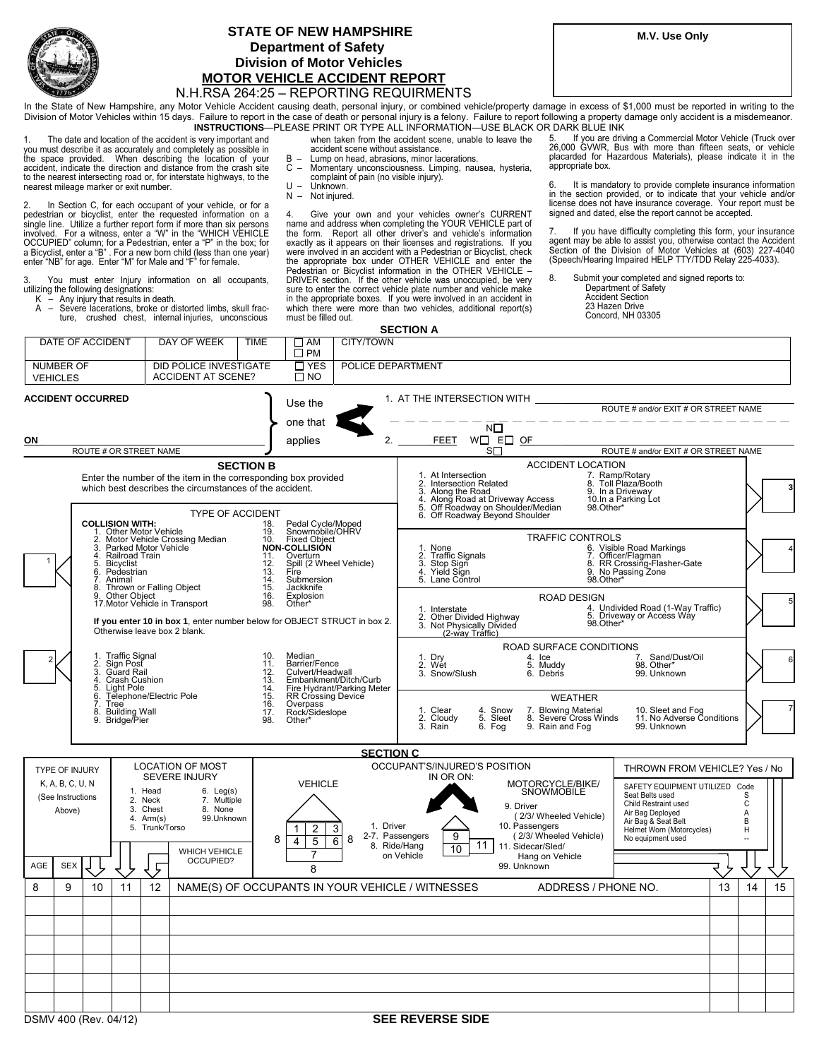# STATE OF NEW HAMPSHIRE
## Department of Safety
## Division of Motor Vehicles
## MOTOR VEHICLE ACCIDENT REPORT
### N.H.RSA 264:25 – REPORTING REQUIRMENTS

**M.V. Use Only**

In the State of New Hampshire, any Motor Vehicle Accident causing death, personal injury, or combined vehicle/property damage in excess of $1,000 must be reported in writing to the Division of Motor Vehicles within 15 days. Failure to report in the case of death or personal injury is a felony. Failure to report following a property damage only accident is a misdemeanor.

**INSTRUCTIONS**—PLEASE PRINT OR TYPE ALL INFORMATION—USE BLACK OR DARK BLUE INK

1. The date and location of the accident is very important and you must describe it as accurately and completely as possible in the space provided. When describing the location of your accident, indicate the direction and distance from the crash site to the nearest intersecting road or, for interstate highways, to the nearest mileage marker or exit number.

2. In Section C, for each occupant of your vehicle, or for a pedestrian or bicyclist, enter the requested information on a single line. Utilize a further report form if more than six persons involved. For a witness, enter a "W" in the "WHICH VEHICLE OCCUPIED" column; for a Pedestrian, enter a "P" in the box; for a Bicyclist, enter a "B". For a new born child (less than one year) enter "NB" for age. Enter "M" for Male and "F" for female.

3. You must enter Injury information on all occupants, utilizing the following designations:
- K – Any injury that results in death.
- A – Severe lacerations, broke or distorted limbs, skull fracture, crushed chest, internal injuries, unconscious when taken from the accident scene, unable to leave the accident scene without assistance.
- B – Lump on head, abrasions, minor lacerations.
- C – Momentary unconsciousness. Limping, nausea, hysteria, complaint of pain (no visible injury).
- U – Unknown.
- N – Not injured.

4. Give your own and your vehicles owner's CURRENT name and address when completing the YOUR VEHICLE part of the form. Report all other driver's and vehicle's information exactly as it appears on their licenses and registrations. If you were involved in an accident with a Pedestrian or Bicyclist, check the appropriate box under OTHER VEHICLE and enter the Pedestrian or Bicyclist information in the OTHER VEHICLE – DRIVER section. If the other vehicle was unoccupied, be very sure to enter the correct vehicle plate number and vehicle make in the appropriate boxes. If you were involved in an accident in which there were more than two vehicles, additional report(s) must be filled out.

5. If you are driving a Commercial Motor Vehicle (Truck over 26,000 GVWR, Bus with more than fifteen seats, or vehicle placarded for Hazardous Materials), please indicate it in the appropriate box.

6. It is mandatory to provide complete insurance information in the section provided, or to indicate that your vehicle and/or license does not have insurance coverage. Your report must be signed and dated, else the report cannot be accepted.

7. If you have difficulty completing this form, your insurance agent may be able to assist you, otherwise contact the Accident Section of the Division of Motor Vehicles at (603) 227-4040 (Speech/Hearing Impaired HELP TTY/TDD Relay 225-4033).

8. Submit your completed and signed reports to:
   Department of Safety
   Accident Section
   23 Hazen Drive
   Concord, NH 03305

## SECTION A

| DATE OF ACCIDENT | DAY OF WEEK | TIME | ☐ AM ☐ PM | CITY/TOWN |
|---|---|---|---|---|
| NUMBER OF VEHICLES | DID POLICE INVESTIGATE ACCIDENT AT SCENE? | | ☐ YES ☐ NO | POLICE DEPARTMENT |

**ACCIDENT OCCURRED**

ON ______________________ (ROUTE # OR STREET NAME)

Use the one that applies:

1. AT THE INTERSECTION WITH ______________________ (ROUTE # and/or EXIT # OR STREET NAME)
2. ______ FEET N☐ W☐ E☐ S☐ OF ______________________ (ROUTE # and/or EXIT # OR STREET NAME)

## SECTION B

Enter the number of the item in the corresponding box provided which best describes the circumstances of the accident.

**Box 1 – TYPE OF ACCIDENT**

**COLLISION WITH:**
1. Other Motor Vehicle
2. Motor Vehicle Crossing Median
3. Parked Motor Vehicle
4. Railroad Train
5. Bicyclist
6. Pedestrian
7. Animal
8. Thrown or Falling Object
9. Other Object
17. Motor Vehicle in Transport
18. Pedal Cycle/Moped
19. Snowmobile/OHRV
10. Fixed Object

**NON-COLLISION**
11. Overturn
12. Spill (2 Wheel Vehicle)
13. Fire
14. Submersion
15. Jackknife
16. Explosion
98. Other*

**If you enter 10 in box 1**, enter number below for OBJECT STRUCT in box 2. Otherwise leave box 2 blank.

**Box 2**
1. Traffic Signal
2. Sign Post
3. Guard Rail
4. Crash Cushion
5. Light Pole
6. Telephone/Electric Pole
7. Tree
8. Building Wall
9. Bridge/Pier
10. Median
11. Barrier/Fence
12. Culvert/Headwall
13. Embankment/Ditch/Curb
14. Fire Hydrant/Parking Meter
15. RR Crossing Device
16. Overpass
17. Rock/Sideslope
98. Other*

**Box 3 – ACCIDENT LOCATION**
1. At Intersection
2. Intersection Related
3. Along the Road
4. Along Road at Driveway Access
5. Off Roadway on Shoulder/Median
6. Off Roadway Beyond Shoulder
7. Ramp/Rotary
8. Toll Plaza/Booth
9. In a Driveway
10. In a Parking Lot
98. Other*

**Box 4 – TRAFFIC CONTROLS**
1. None
2. Traffic Signals
3. Stop Sign
4. Yield Sign
5. Lane Control
6. Visible Road Markings
7. Officer/Flagman
8. RR Crossing-Flasher-Gate
9. No Passing Zone
98. Other*

**Box 5 – ROAD DESIGN**
1. Interstate
2. Other Divided Highway
3. Not Physically Divided (2-way Traffic)
4. Undivided Road (1-Way Traffic)
5. Driveway or Access Way
98. Other*

**Box 6 – ROAD SURFACE CONDITIONS**
1. Dry
2. Wet
3. Snow/Slush
4. Ice
5. Muddy
6. Debris
7. Sand/Dust/Oil
98. Other*
99. Unknown

**Box 7 – WEATHER**
1. Clear
2. Cloudy
3. Rain
4. Snow
5. Sleet
6. Fog
7. Blowing Material
8. Severe Cross Winds
9. Rain and Fog
10. Sleet and Fog
11. No Adverse Conditions
99. Unknown

## SECTION C

**TYPE OF INJURY** (column 10): K, A, B, C, U, N (See Instructions Above)

**LOCATION OF MOST SEVERE INJURY** (column 11):
1. Head
2. Neck
3. Chest
4. Arm(s)
5. Trunk/Torso
6. Leg(s)
7. Multiple
8. None
99. Unknown

**WHICH VEHICLE OCCUPIED?** (column 12)

**OCCUPANT'S/INJURED'S POSITION IN OR ON:**

VEHICLE:
1. Driver
2-7. Passengers
8. Ride/Hang on Vehicle

MOTORCYCLE/BIKE/SNOWMOBILE:
9. Driver (2/3/ Wheeled Vehicle)
10. Passengers (2/3/ Wheeled Vehicle)
11. Sidecar/Sled/Hang on Vehicle
99. Unknown

**THROWN FROM VEHICLE? Yes / No**

**SAFETY EQUIPMENT UTILIZED**

| Safety Equipment | Code |
|---|---|
| Seat Belts used | S |
| Child Restraint used | C |
| Air Bag Deployed | A |
| Air Bag & Seat Belt | B |
| Helmet Worn (Motorcycles) | H |
| No equipment used | -- |

| 8 AGE | 9 SEX | 10 | 11 | 12 | NAME(S) OF OCCUPANTS IN YOUR VEHICLE / WITNESSES | ADDRESS / PHONE NO. | 13 | 14 | 15 |
|---|---|---|---|---|---|---|---|---|---|
| | | | | | | | | | |
| | | | | | | | | | |
| | | | | | | | | | |
| | | | | | | | | | |
| | | | | | | | | | |
| | | | | | | | | | |

DSMV 400 (Rev. 04/12)

**SEE REVERSE SIDE**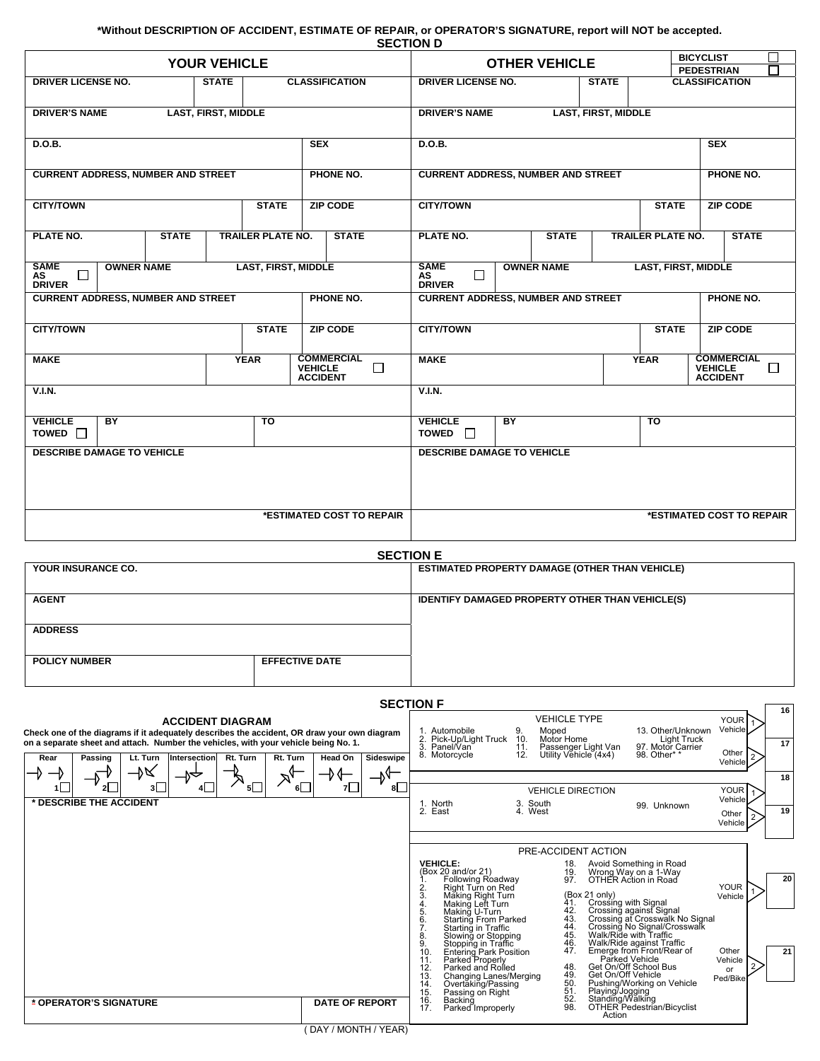**\*Without DESCRIPTION OF ACCIDENT, ESTIMATE OF REPAIR, or OPERATOR'S SIGNATURE, report will NOT be accepted.**

## SECTION D

| YOUR VEHICLE | | | | OTHER VEHICLE | | | BICYCLIST ☐ PEDESTRIAN ☐ |
|---|---|---|---|---|---|---|---|
| DRIVER LICENSE NO. | STATE | CLASSIFICATION | | DRIVER LICENSE NO. | STATE | CLASSIFICATION | |
| DRIVER'S NAME LAST, FIRST, MIDDLE | | | | DRIVER'S NAME LAST, FIRST, MIDDLE | | | |
| D.O.B. | | SEX | | D.O.B. | | SEX | |
| CURRENT ADDRESS, NUMBER AND STREET | | PHONE NO. | | CURRENT ADDRESS, NUMBER AND STREET | | PHONE NO. | |
| CITY/TOWN | STATE | ZIP CODE | | CITY/TOWN | STATE | ZIP CODE | |
| PLATE NO. STATE | TRAILER PLATE NO. | STATE | | PLATE NO. STATE | TRAILER PLATE NO. | STATE | |
| SAME AS DRIVER ☐ | OWNER NAME LAST, FIRST, MIDDLE | | | SAME AS DRIVER ☐ | OWNER NAME LAST, FIRST, MIDDLE | | |
| CURRENT ADDRESS, NUMBER AND STREET | | PHONE NO. | | CURRENT ADDRESS, NUMBER AND STREET | | PHONE NO. | |
| CITY/TOWN | STATE | ZIP CODE | | CITY/TOWN | STATE | ZIP CODE | |
| MAKE | YEAR | COMMERCIAL VEHICLE ACCIDENT ☐ | | MAKE | YEAR | COMMERCIAL VEHICLE ACCIDENT ☐ | |
| V.I.N. | | | | V.I.N. | | | |
| VEHICLE TOWED ☐ | BY | TO | | VEHICLE TOWED ☐ | BY | TO | |
| DESCRIBE DAMAGE TO VEHICLE | | | | DESCRIBE DAMAGE TO VEHICLE | | | |
| \*ESTIMATED COST TO REPAIR | | | | \*ESTIMATED COST TO REPAIR | | | |

## SECTION E

| | | |
|---|---|---|
| YOUR INSURANCE CO. | | ESTIMATED PROPERTY DAMAGE (OTHER THAN VEHICLE) |
| AGENT | | IDENTIFY DAMAGED PROPERTY OTHER THAN VEHICLE(S) |
| ADDRESS | | |
| POLICY NUMBER | EFFECTIVE DATE | |

## SECTION F

### ACCIDENT DIAGRAM

Check one of the diagrams if it adequately describes the accident, OR draw your own diagram on a separate sheet and attach. Number the vehicles, with your vehicle being No. 1.

| Rear | Passing | Lt. Turn | Intersection | Rt. Turn | Rt. Turn | Head On | Sideswipe |
|---|---|---|---|---|---|---|---|
| 1 ☐ | 2 ☐ | 3 ☐ | 4 ☐ | 5 ☐ | 6 ☐ | 7 ☐ | 8 ☐ |

**\* DESCRIBE THE ACCIDENT**

**\* OPERATOR'S SIGNATURE** | **DATE OF REPORT** (DAY / MONTH / YEAR)

**VEHICLE TYPE**

1. Automobile
2. Pick-Up/Light Truck
3. Panel/Van
8. Motorcycle
9. Moped
10. Motor Home
11. Passenger Light Van
12. Utility Vehicle (4x4)
13. Other/Unknown Light Truck
97. Motor Carrier
98. Other\* \*

YOUR Vehicle 1 — 16
Other Vehicle 2 — 17

**VEHICLE DIRECTION**

1. North
2. East
3. South
4. West
99. Unknown

YOUR Vehicle 1 — 18
Other Vehicle 2 — 19

**PRE-ACCIDENT ACTION**

**VEHICLE:** (Box 20 and/or 21)
1. Following Roadway
2. Right Turn on Red
3. Making Right Turn
4. Making Left Turn
5. Making U-Turn
6. Starting From Parked
7. Starting in Traffic
8. Slowing or Stopping
9. Stopping in Traffic
10. Entering Park Position
11. Parked Properly
12. Parked and Rolled
13. Changing Lanes/Merging
14. Overtaking/Passing
15. Passing on Right
16. Backing
17. Parked Improperly
18. Avoid Something in Road
19. Wrong Way on a 1-Way
97. OTHER Action in Road

(Box 21 only)
41. Crossing with Signal
42. Crossing against Signal
43. Crossing at Crosswalk No Signal
44. Crossing No Signal/Crosswalk
45. Walk/Ride with Traffic
46. Walk/Ride against Traffic
47. Emerge from Front/Rear of Parked Vehicle
48. Get On/Off School Bus
49. Get On/Off Vehicle
50. Pushing/Working on Vehicle
51. Playing/Jogging
52. Standing/Walking
98. OTHER Pedestrian/Bicyclist Action

YOUR Vehicle 1 — 20
Other Vehicle or Ped/Bike 2 — 21